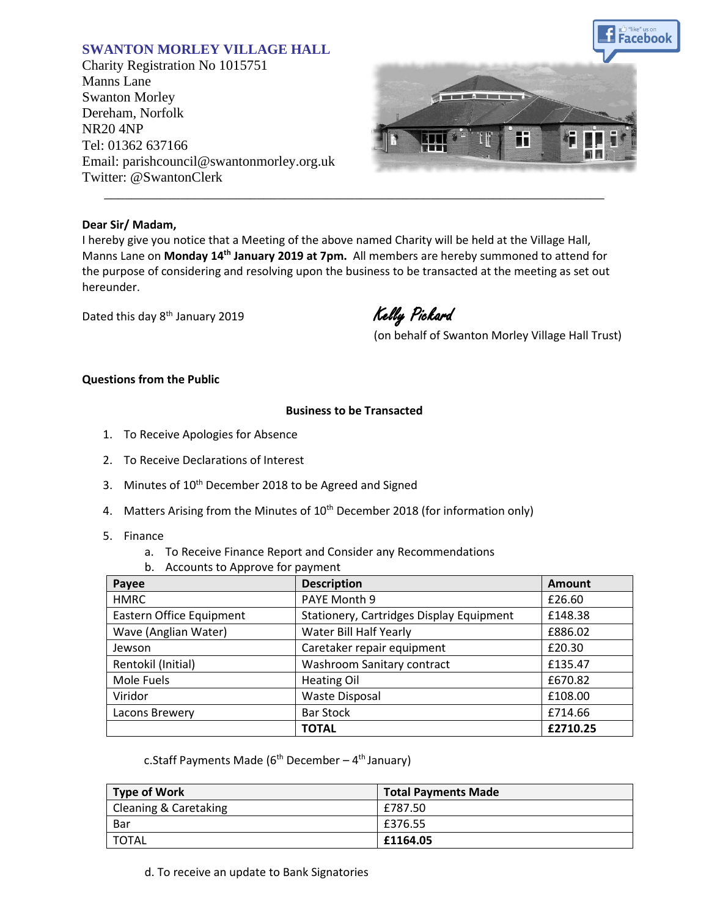## SWANTON MORLEY VILLAGE HALL

Charity Registration No 1015751
Manns Lane
Swanton Morley
Dereham, Norfolk
NR20 4NP
Tel: 01362 637166
Email: parishcouncil@swantonmorley.org.uk
Twitter: @SwantonClerk

---

**Dear Sir/ Madam,**

I hereby give you notice that a Meeting of the above named Charity will be held at the Village Hall, Manns Lane on **Monday 14th January 2019 at 7pm.** All members are hereby summoned to attend for the purpose of considering and resolving upon the business to be transacted at the meeting as set out hereunder.

Dated this day 8th January 2019

*Kelly Pickard*
(on behalf of Swanton Morley Village Hall Trust)

**Questions from the Public**

**Business to be Transacted**

1. To Receive Apologies for Absence
2. To Receive Declarations of Interest
3. Minutes of 10th December 2018 to be Agreed and Signed
4. Matters Arising from the Minutes of 10th December 2018 (for information only)
5. Finance
   a. To Receive Finance Report and Consider any Recommendations
   b. Accounts to Approve for payment

| Payee | Description | Amount |
|---|---|---|
| HMRC | PAYE Month 9 | £26.60 |
| Eastern Office Equipment | Stationery, Cartridges Display Equipment | £148.38 |
| Wave (Anglian Water) | Water Bill Half Yearly | £886.02 |
| Jewson | Caretaker repair equipment | £20.30 |
| Rentokil (Initial) | Washroom Sanitary contract | £135.47 |
| Mole Fuels | Heating Oil | £670.82 |
| Viridor | Waste Disposal | £108.00 |
| Lacons Brewery | Bar Stock | £714.66 |
| | **TOTAL** | **£2710.25** |

c. Staff Payments Made (6th December – 4th January)

| Type of Work | Total Payments Made |
|---|---|
| Cleaning & Caretaking | £787.50 |
| Bar | £376.55 |
| TOTAL | **£1164.05** |

d. To receive an update to Bank Signatories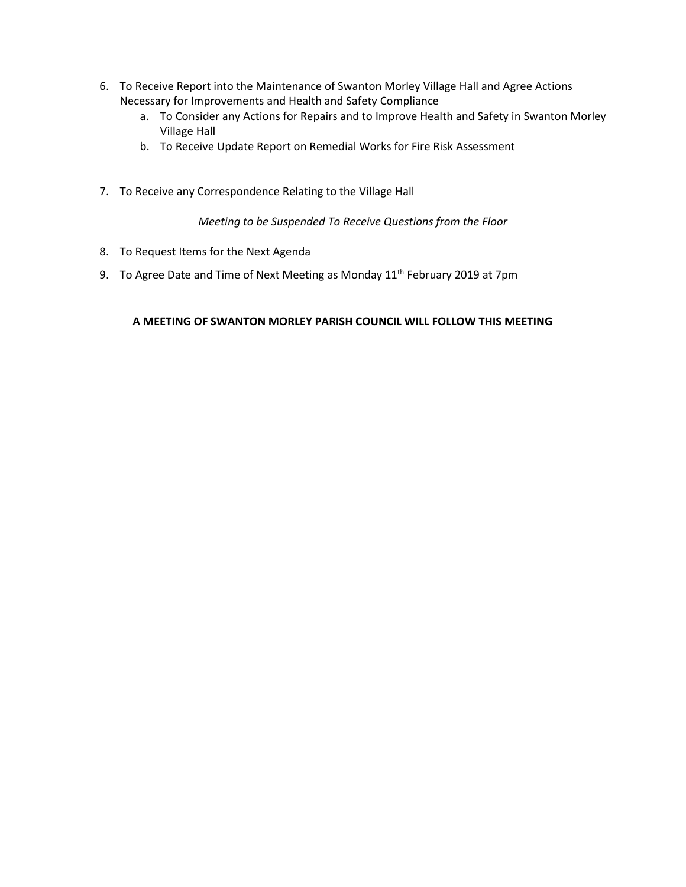6. To Receive Report into the Maintenance of Swanton Morley Village Hall and Agree Actions Necessary for Improvements and Health and Safety Compliance
   a. To Consider any Actions for Repairs and to Improve Health and Safety in Swanton Morley Village Hall
   b. To Receive Update Report on Remedial Works for Fire Risk Assessment

7. To Receive any Correspondence Relating to the Village Hall

*Meeting to be Suspended To Receive Questions from the Floor*

8. To Request Items for the Next Agenda
9. To Agree Date and Time of Next Meeting as Monday 11th February 2019 at 7pm

**A MEETING OF SWANTON MORLEY PARISH COUNCIL WILL FOLLOW THIS MEETING**